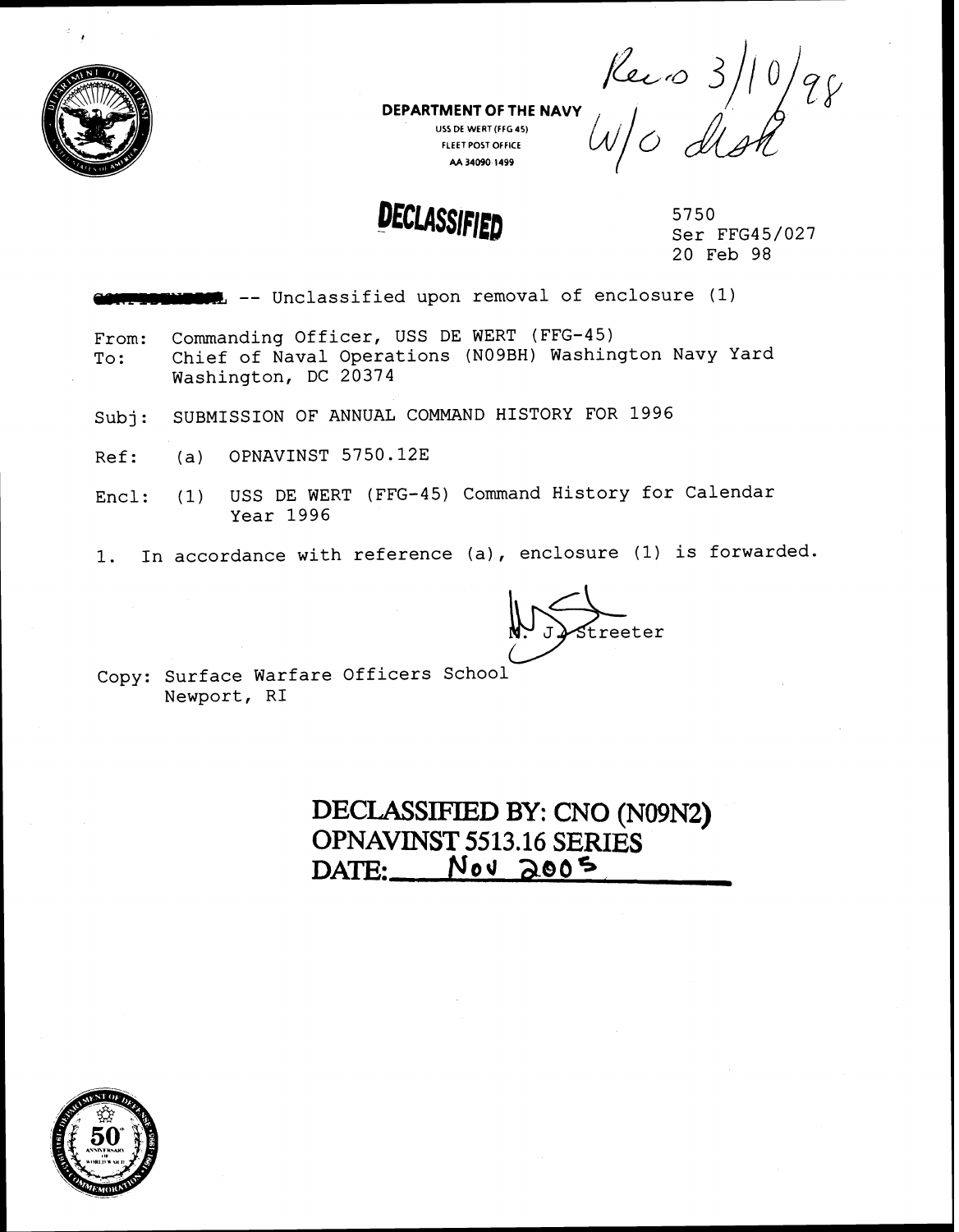DEPARTMENT OF THE NAVY
USS DE WERT (FFG 45)
FLEET POST OFFICE
AA 34090-1499

Recv 3/10/98
W/o dist

**DECLASSIFIED**

5750
Ser FFG45/027
20 Feb 98

~~CONFIDENTIAL~~ -- Unclassified upon removal of enclosure (1)

From: Commanding Officer, USS DE WERT (FFG-45)
To: Chief of Naval Operations (N09BH) Washington Navy Yard Washington, DC 20374

Subj: SUBMISSION OF ANNUAL COMMAND HISTORY FOR 1996

Ref: (a) OPNAVINST 5750.12E

Encl: (1) USS DE WERT (FFG-45) Command History for Calendar Year 1996

1. In accordance with reference (a), enclosure (1) is forwarded.

N. J. Streeter

Copy: Surface Warfare Officers School
Newport, RI

**DECLASSIFIED BY: CNO (N09N2)**
**OPNAVINST 5513.16 SERIES**
**DATE: Nov 2005**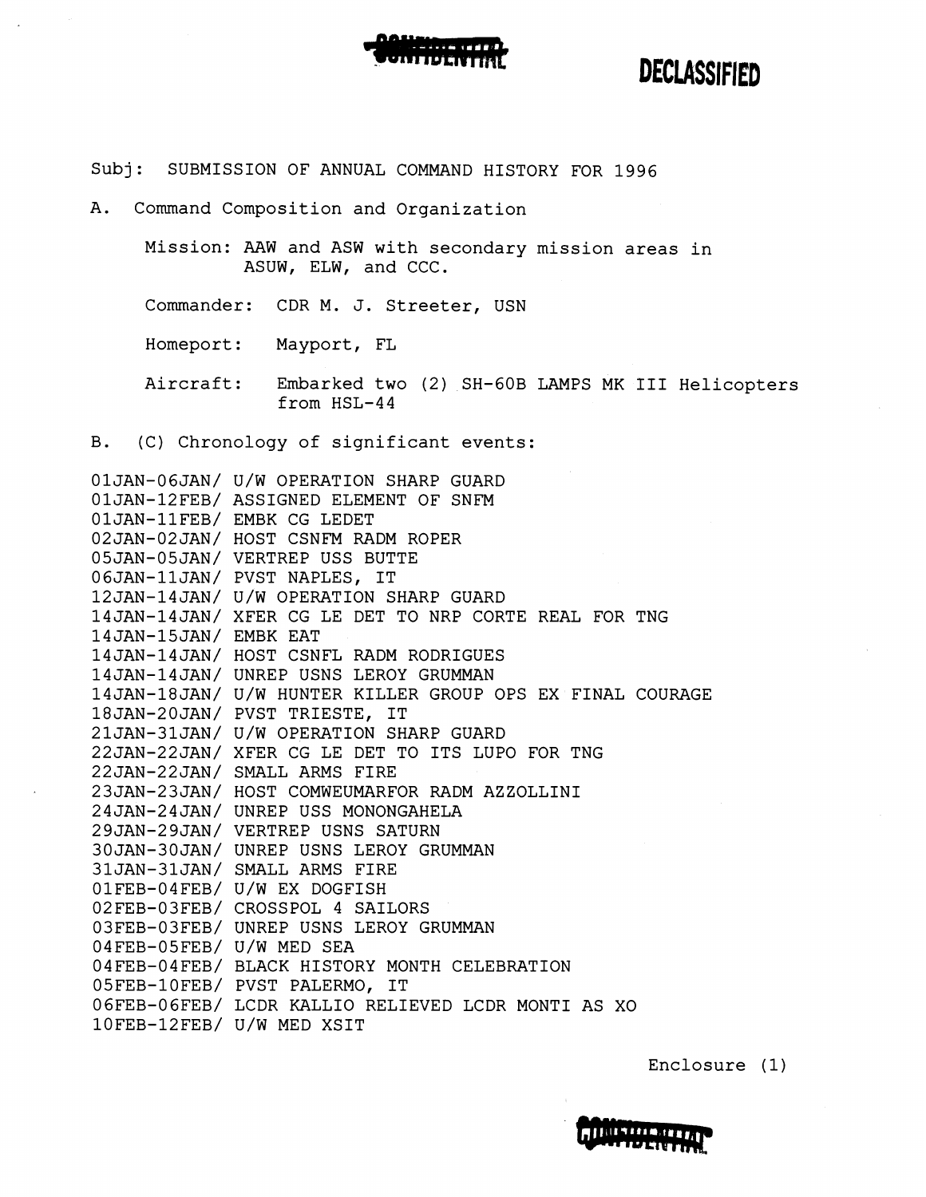~~CONFIDENTIAL~~ **DECLASSIFIED**

Subj: SUBMISSION OF ANNUAL COMMAND HISTORY FOR 1996

A. Command Composition and Organization

Mission: AAW and ASW with secondary mission areas in ASUW, ELW, and CCC.

Commander: CDR M. J. Streeter, USN

Homeport: Mayport, FL

Aircraft: Embarked two (2) SH-60B LAMPS MK III Helicopters from HSL-44

B. (C) Chronology of significant events:

01JAN-06JAN/ U/W OPERATION SHARP GUARD
01JAN-12FEB/ ASSIGNED ELEMENT OF SNFM
01JAN-11FEB/ EMBK CG LEDET
02JAN-02JAN/ HOST CSNFM RADM ROPER
05JAN-05JAN/ VERTREP USS BUTTE
06JAN-11JAN/ PVST NAPLES, IT
12JAN-14JAN/ U/W OPERATION SHARP GUARD
14JAN-14JAN/ XFER CG LE DET TO NRP CORTE REAL FOR TNG
14JAN-15JAN/ EMBK EAT
14JAN-14JAN/ HOST CSNFL RADM RODRIGUES
14JAN-14JAN/ UNREP USNS LEROY GRUMMAN
14JAN-18JAN/ U/W HUNTER KILLER GROUP OPS EX FINAL COURAGE
18JAN-20JAN/ PVST TRIESTE, IT
21JAN-31JAN/ U/W OPERATION SHARP GUARD
22JAN-22JAN/ XFER CG LE DET TO ITS LUPO FOR TNG
22JAN-22JAN/ SMALL ARMS FIRE
23JAN-23JAN/ HOST COMWEUMARFOR RADM AZZOLLINI
24JAN-24JAN/ UNREP USS MONONGAHELA
29JAN-29JAN/ VERTREP USNS SATURN
30JAN-30JAN/ UNREP USNS LEROY GRUMMAN
31JAN-31JAN/ SMALL ARMS FIRE
01FEB-04FEB/ U/W EX DOGFISH
02FEB-03FEB/ CROSSPOL 4 SAILORS
03FEB-03FEB/ UNREP USNS LEROY GRUMMAN
04FEB-05FEB/ U/W MED SEA
04FEB-04FEB/ BLACK HISTORY MONTH CELEBRATION
05FEB-10FEB/ PVST PALERMO, IT
06FEB-06FEB/ LCDR KALLIO RELIEVED LCDR MONTI AS XO
10FEB-12FEB/ U/W MED XSIT

Enclosure (1)

~~CONFIDENTIAL~~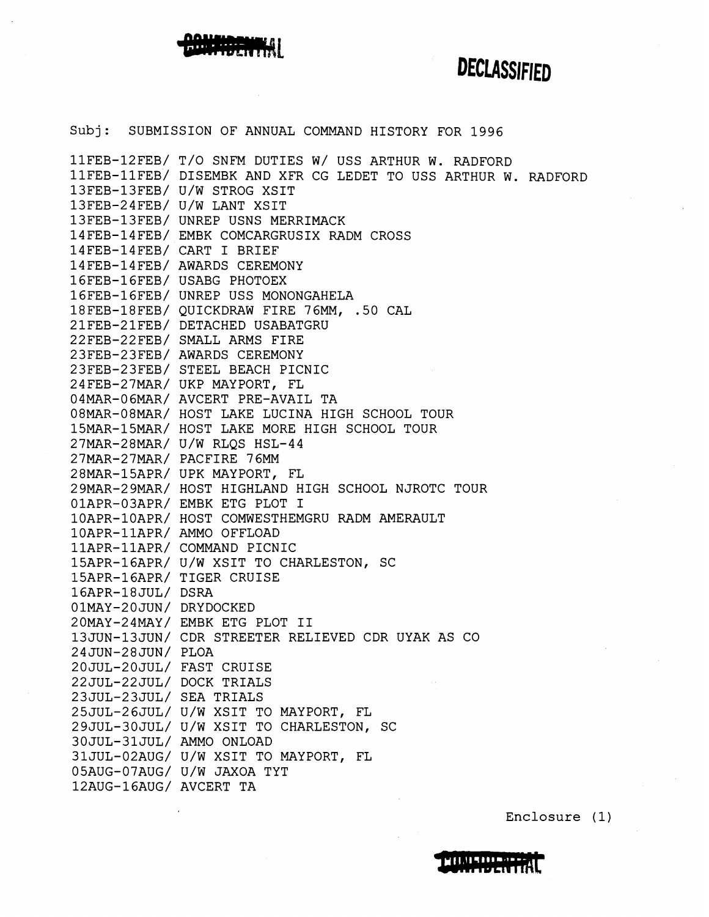CONFIDENTIAL

DECLASSIFIED

Subj: SUBMISSION OF ANNUAL COMMAND HISTORY FOR 1996

11FEB-12FEB/ T/O SNFM DUTIES W/ USS ARTHUR W. RADFORD
11FEB-11FEB/ DISEMBK AND XFR CG LEDET TO USS ARTHUR W. RADFORD
13FEB-13FEB/ U/W STROG XSIT
13FEB-24FEB/ U/W LANT XSIT
13FEB-13FEB/ UNREP USNS MERRIMACK
14FEB-14FEB/ EMBK COMCARGRUSIX RADM CROSS
14FEB-14FEB/ CART I BRIEF
14FEB-14FEB/ AWARDS CEREMONY
16FEB-16FEB/ USABG PHOTOEX
16FEB-16FEB/ UNREP USS MONONGAHELA
18FEB-18FEB/ QUICKDRAW FIRE 76MM, .50 CAL
21FEB-21FEB/ DETACHED USABATGRU
22FEB-22FEB/ SMALL ARMS FIRE
23FEB-23FEB/ AWARDS CEREMONY
23FEB-23FEB/ STEEL BEACH PICNIC
24FEB-27MAR/ UKP MAYPORT, FL
04MAR-06MAR/ AVCERT PRE-AVAIL TA
08MAR-08MAR/ HOST LAKE LUCINA HIGH SCHOOL TOUR
15MAR-15MAR/ HOST LAKE MORE HIGH SCHOOL TOUR
27MAR-28MAR/ U/W RLQS HSL-44
27MAR-27MAR/ PACFIRE 76MM
28MAR-15APR/ UPK MAYPORT, FL
29MAR-29MAR/ HOST HIGHLAND HIGH SCHOOL NJROTC TOUR
01APR-03APR/ EMBK ETG PLOT I
10APR-10APR/ HOST COMWESTHEMGRU RADM AMERAULT
10APR-11APR/ AMMO OFFLOAD
11APR-11APR/ COMMAND PICNIC
15APR-16APR/ U/W XSIT TO CHARLESTON, SC
15APR-16APR/ TIGER CRUISE
16APR-18JUL/ DSRA
01MAY-20JUN/ DRYDOCKED
20MAY-24MAY/ EMBK ETG PLOT II
13JUN-13JUN/ CDR STREETER RELIEVED CDR UYAK AS CO
24JUN-28JUN/ PLOA
20JUL-20JUL/ FAST CRUISE
22JUL-22JUL/ DOCK TRIALS
23JUL-23JUL/ SEA TRIALS
25JUL-26JUL/ U/W XSIT TO MAYPORT, FL
29JUL-30JUL/ U/W XSIT TO CHARLESTON, SC
30JUL-31JUL/ AMMO ONLOAD
31JUL-02AUG/ U/W XSIT TO MAYPORT, FL
05AUG-07AUG/ U/W JAXOA TYT
12AUG-16AUG/ AVCERT TA

Enclosure (1)

CONFIDENTIAL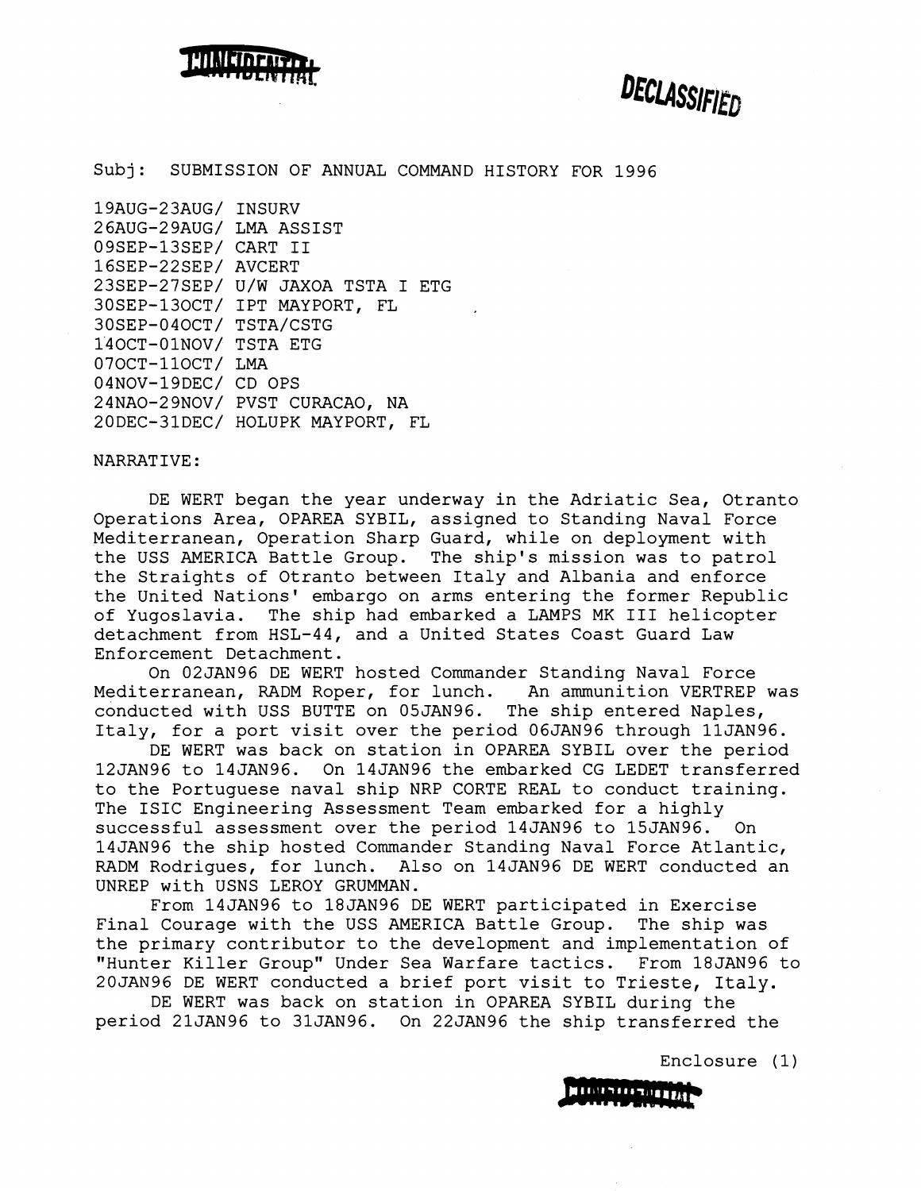CONFIDENTIAL

DECLASSIFIED

Subj: SUBMISSION OF ANNUAL COMMAND HISTORY FOR 1996

19AUG-23AUG/ INSURV
26AUG-29AUG/ LMA ASSIST
09SEP-13SEP/ CART II
16SEP-22SEP/ AVCERT
23SEP-27SEP/ U/W JAXOA TSTA I ETG
30SEP-13OCT/ IPT MAYPORT, FL
30SEP-04OCT/ TSTA/CSTG
14OCT-01NOV/ TSTA ETG
07OCT-11OCT/ LMA
04NOV-19DEC/ CD OPS
24NAO-29NOV/ PVST CURACAO, NA
20DEC-31DEC/ HOLUPK MAYPORT, FL

NARRATIVE:

DE WERT began the year underway in the Adriatic Sea, Otranto Operations Area, OPAREA SYBIL, assigned to Standing Naval Force Mediterranean, Operation Sharp Guard, while on deployment with the USS AMERICA Battle Group. The ship's mission was to patrol the Straights of Otranto between Italy and Albania and enforce the United Nations' embargo on arms entering the former Republic of Yugoslavia. The ship had embarked a LAMPS MK III helicopter detachment from HSL-44, and a United States Coast Guard Law Enforcement Detachment.

On 02JAN96 DE WERT hosted Commander Standing Naval Force Mediterranean, RADM Roper, for lunch. An ammunition VERTREP was conducted with USS BUTTE on 05JAN96. The ship entered Naples, Italy, for a port visit over the period 06JAN96 through 11JAN96.

DE WERT was back on station in OPAREA SYBIL over the period 12JAN96 to 14JAN96. On 14JAN96 the embarked CG LEDET transferred to the Portuguese naval ship NRP CORTE REAL to conduct training. The ISIC Engineering Assessment Team embarked for a highly successful assessment over the period 14JAN96 to 15JAN96. On 14JAN96 the ship hosted Commander Standing Naval Force Atlantic, RADM Rodrigues, for lunch. Also on 14JAN96 DE WERT conducted an UNREP with USNS LEROY GRUMMAN.

From 14JAN96 to 18JAN96 DE WERT participated in Exercise Final Courage with the USS AMERICA Battle Group. The ship was the primary contributor to the development and implementation of "Hunter Killer Group" Under Sea Warfare tactics. From 18JAN96 to 20JAN96 DE WERT conducted a brief port visit to Trieste, Italy.

DE WERT was back on station in OPAREA SYBIL during the period 21JAN96 to 31JAN96. On 22JAN96 the ship transferred the

Enclosure (1)

CONFIDENTIAL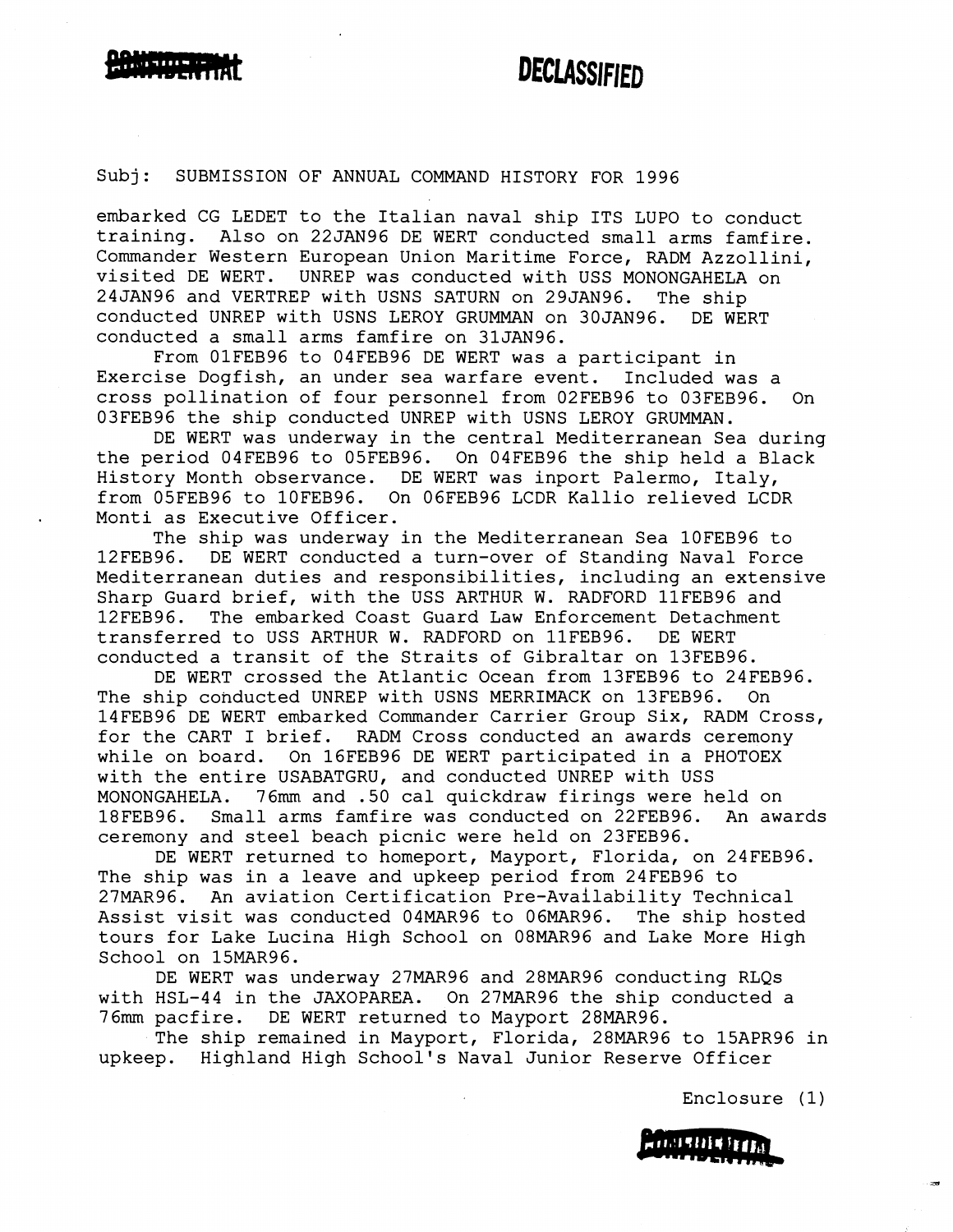Subj: SUBMISSION OF ANNUAL COMMAND HISTORY FOR 1996

embarked CG LEDET to the Italian naval ship ITS LUPO to conduct training. Also on 22JAN96 DE WERT conducted small arms famfire. Commander Western European Union Maritime Force, RADM Azzollini, visited DE WERT. UNREP was conducted with USS MONONGAHELA on 24JAN96 and VERTREP with USNS SATURN on 29JAN96. The ship conducted UNREP with USNS LEROY GRUMMAN on 30JAN96. DE WERT conducted a small arms famfire on 31JAN96.

From 01FEB96 to 04FEB96 DE WERT was a participant in Exercise Dogfish, an under sea warfare event. Included was a cross pollination of four personnel from 02FEB96 to 03FEB96. On 03FEB96 the ship conducted UNREP with USNS LEROY GRUMMAN.

DE WERT was underway in the central Mediterranean Sea during the period 04FEB96 to 05FEB96. On 04FEB96 the ship held a Black History Month observance. DE WERT was inport Palermo, Italy, from 05FEB96 to 10FEB96. On 06FEB96 LCDR Kallio relieved LCDR Monti as Executive Officer.

The ship was underway in the Mediterranean Sea 10FEB96 to 12FEB96. DE WERT conducted a turn-over of Standing Naval Force Mediterranean duties and responsibilities, including an extensive Sharp Guard brief, with the USS ARTHUR W. RADFORD 11FEB96 and 12FEB96. The embarked Coast Guard Law Enforcement Detachment transferred to USS ARTHUR W. RADFORD on 11FEB96. DE WERT conducted a transit of the Straits of Gibraltar on 13FEB96.

DE WERT crossed the Atlantic Ocean from 13FEB96 to 24FEB96. The ship conducted UNREP with USNS MERRIMACK on 13FEB96. On 14FEB96 DE WERT embarked Commander Carrier Group Six, RADM Cross, for the CART I brief. RADM Cross conducted an awards ceremony while on board. On 16FEB96 DE WERT participated in a PHOTOEX with the entire USABATGRU, and conducted UNREP with USS MONONGAHELA. 76mm and .50 cal quickdraw firings were held on 18FEB96. Small arms famfire was conducted on 22FEB96. An awards ceremony and steel beach picnic were held on 23FEB96.

DE WERT returned to homeport, Mayport, Florida, on 24FEB96. The ship was in a leave and upkeep period from 24FEB96 to 27MAR96. An aviation Certification Pre-Availability Technical Assist visit was conducted 04MAR96 to 06MAR96. The ship hosted tours for Lake Lucina High School on 08MAR96 and Lake More High School on 15MAR96.

DE WERT was underway 27MAR96 and 28MAR96 conducting RLQs with HSL-44 in the JAXOPAREA. On 27MAR96 the ship conducted a 76mm pacfire. DE WERT returned to Mayport 28MAR96.

The ship remained in Mayport, Florida, 28MAR96 to 15APR96 in upkeep. Highland High School's Naval Junior Reserve Officer

Enclosure (1)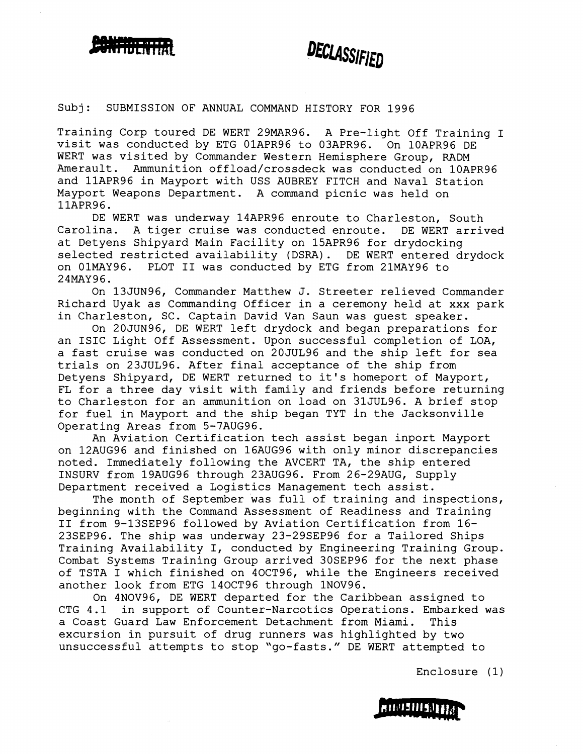CONFIDENTIAL DECLASSIFIED

Subj: SUBMISSION OF ANNUAL COMMAND HISTORY FOR 1996

Training Corp toured DE WERT 29MAR96. A Pre-light Off Training I visit was conducted by ETG 01APR96 to 03APR96. On 10APR96 DE WERT was visited by Commander Western Hemisphere Group, RADM Amerault. Ammunition offload/crossdeck was conducted on 10APR96 and 11APR96 in Mayport with USS AUBREY FITCH and Naval Station Mayport Weapons Department. A command picnic was held on 11APR96.

DE WERT was underway 14APR96 enroute to Charleston, South Carolina. A tiger cruise was conducted enroute. DE WERT arrived at Detyens Shipyard Main Facility on 15APR96 for drydocking selected restricted availability (DSRA). DE WERT entered drydock on 01MAY96. PLOT II was conducted by ETG from 21MAY96 to 24MAY96.

On 13JUN96, Commander Matthew J. Streeter relieved Commander Richard Uyak as Commanding Officer in a ceremony held at xxx park in Charleston, SC. Captain David Van Saun was guest speaker.

On 20JUN96, DE WERT left drydock and began preparations for an ISIC Light Off Assessment. Upon successful completion of LOA, a fast cruise was conducted on 20JUL96 and the ship left for sea trials on 23JUL96. After final acceptance of the ship from Detyens Shipyard, DE WERT returned to it's homeport of Mayport, FL for a three day visit with family and friends before returning to Charleston for an ammunition on load on 31JUL96. A brief stop for fuel in Mayport and the ship began TYT in the Jacksonville Operating Areas from 5-7AUG96.

An Aviation Certification tech assist began inport Mayport on 12AUG96 and finished on 16AUG96 with only minor discrepancies noted. Immediately following the AVCERT TA, the ship entered INSURV from 19AUG96 through 23AUG96. From 26-29AUG, Supply Department received a Logistics Management tech assist.

The month of September was full of training and inspections, beginning with the Command Assessment of Readiness and Training II from 9-13SEP96 followed by Aviation Certification from 16-23SEP96. The ship was underway 23-29SEP96 for a Tailored Ships Training Availability I, conducted by Engineering Training Group. Combat Systems Training Group arrived 30SEP96 for the next phase of TSTA I which finished on 4OCT96, while the Engineers received another look from ETG 14OCT96 through 1NOV96.

On 4NOV96, DE WERT departed for the Caribbean assigned to CTG 4.1 in support of Counter-Narcotics Operations. Embarked was a Coast Guard Law Enforcement Detachment from Miami. This excursion in pursuit of drug runners was highlighted by two unsuccessful attempts to stop "go-fasts." DE WERT attempted to

Enclosure (1)

CONFIDENTIAL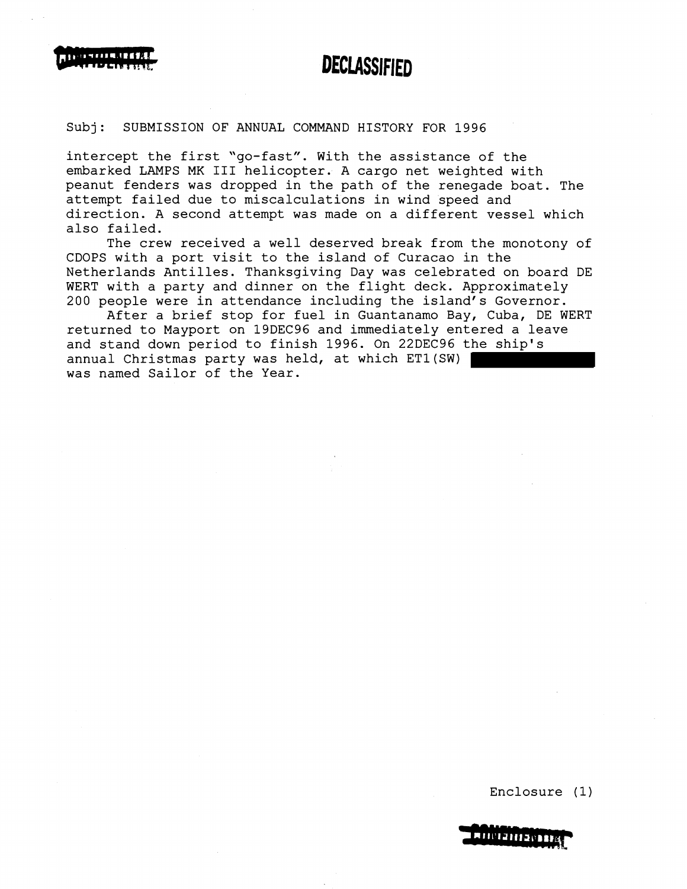DECLASSIFIED

Subj: SUBMISSION OF ANNUAL COMMAND HISTORY FOR 1996

intercept the first "go-fast". With the assistance of the embarked LAMPS MK III helicopter. A cargo net weighted with peanut fenders was dropped in the path of the renegade boat. The attempt failed due to miscalculations in wind speed and direction. A second attempt was made on a different vessel which also failed.

The crew received a well deserved break from the monotony of CDOPS with a port visit to the island of Curacao in the Netherlands Antilles. Thanksgiving Day was celebrated on board DE WERT with a party and dinner on the flight deck. Approximately 200 people were in attendance including the island's Governor.

After a brief stop for fuel in Guantanamo Bay, Cuba, DE WERT returned to Mayport on 19DEC96 and immediately entered a leave and stand down period to finish 1996. On 22DEC96 the ship's annual Christmas party was held, at which ET1(SW) ██████████ was named Sailor of the Year.

Enclosure (1)